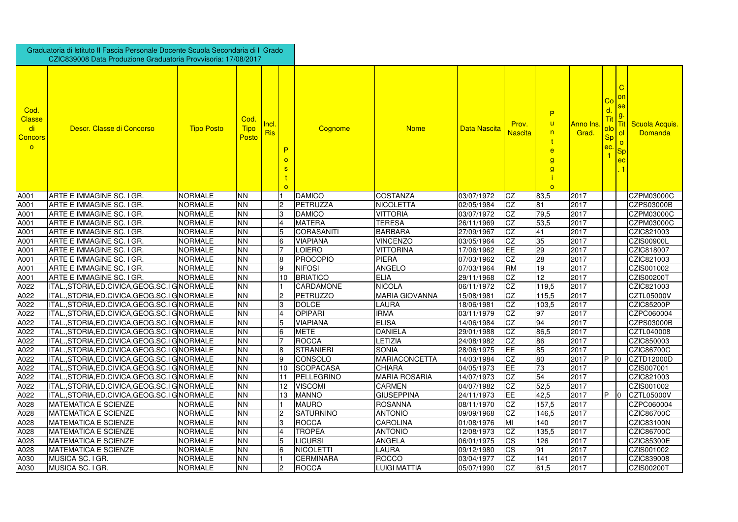Graduatoria di Istituto II Fascia Personale Docente Scuola Secondaria di I Grado
CZIC839008 Data Produzione Graduatoria Provvisoria: 17/08/2017

| Cod. Classe di Concorso | Descr. Classe di Concorso | Tipo Posto | Cod. Tipo Posto | Incl. Ris | Posto | Cognome | Nome | Data Nascita | Prov. Nascita | Punteggio | Anno Ins. Grad. | Cod. Titolo Spec. 1 | Conseg. Titolo Spec. 1 | Scuola Acquis. Domanda |
|---|---|---|---|---|---|---|---|---|---|---|---|---|---|---|
| A001 | ARTE E IMMAGINE SC. I GR. | NORMALE | NN | | 1 | DAMICO | COSTANZA | 03/07/1972 | CZ | 83,5 | 2017 | | | CZPM03000C |
| A001 | ARTE E IMMAGINE SC. I GR. | NORMALE | NN | | 2 | PETRUZZA | NICOLETTA | 02/05/1984 | CZ | 81 | 2017 | | | CZPS03000B |
| A001 | ARTE E IMMAGINE SC. I GR. | NORMALE | NN | | 3 | DAMICO | VITTORIA | 03/07/1972 | CZ | 79,5 | 2017 | | | CZPM03000C |
| A001 | ARTE E IMMAGINE SC. I GR. | NORMALE | NN | | 4 | MATERA | TERESA | 26/11/1969 | CZ | 53,5 | 2017 | | | CZPM03000C |
| A001 | ARTE E IMMAGINE SC. I GR. | NORMALE | NN | | 5 | CORASANITI | BARBARA | 27/09/1967 | CZ | 41 | 2017 | | | CZIC821003 |
| A001 | ARTE E IMMAGINE SC. I GR. | NORMALE | NN | | 6 | VIAPIANA | VINCENZO | 03/05/1964 | CZ | 35 | 2017 | | | CZIS00900L |
| A001 | ARTE E IMMAGINE SC. I GR. | NORMALE | NN | | 7 | LOIERO | VITTORINA | 17/06/1962 | EE | 29 | 2017 | | | CZIC818007 |
| A001 | ARTE E IMMAGINE SC. I GR. | NORMALE | NN | | 8 | PROCOPIO | PIERA | 07/03/1962 | CZ | 28 | 2017 | | | CZIC821003 |
| A001 | ARTE E IMMAGINE SC. I GR. | NORMALE | NN | | 9 | NIFOSI | ANGELO | 07/03/1964 | RM | 19 | 2017 | | | CZIS001002 |
| A001 | ARTE E IMMAGINE SC. I GR. | NORMALE | NN | | 10 | BRIATICO | ELIA | 29/11/1968 | CZ | 12 | 2017 | | | CZIS00200T |
| A022 | ITAL.,STORIA,ED.CIVICA,GEOG.SC.I G | NORMALE | NN | | 1 | CARDAMONE | NICOLA | 06/11/1972 | CZ | 119,5 | 2017 | | | CZIC821003 |
| A022 | ITAL.,STORIA,ED.CIVICA,GEOG.SC.I G | NORMALE | NN | | 2 | PETRUZZO | MARIA GIOVANNA | 15/08/1981 | CZ | 115,5 | 2017 | | | CZTL05000V |
| A022 | ITAL.,STORIA,ED.CIVICA,GEOG.SC.I G | NORMALE | NN | | 3 | DOLCE | LAURA | 18/06/1981 | CZ | 103,5 | 2017 | | | CZIC85200P |
| A022 | ITAL.,STORIA,ED.CIVICA,GEOG.SC.I G | NORMALE | NN | | 4 | OPIPARI | IRMA | 03/11/1979 | CZ | 97 | 2017 | | | CZPC060004 |
| A022 | ITAL.,STORIA,ED.CIVICA,GEOG.SC.I G | NORMALE | NN | | 5 | VIAPIANA | ELISA | 14/06/1984 | CZ | 94 | 2017 | | | CZPS03000B |
| A022 | ITAL.,STORIA,ED.CIVICA,GEOG.SC.I G | NORMALE | NN | | 6 | METE | DANIELA | 29/01/1988 | CZ | 86,5 | 2017 | | | CZTL040008 |
| A022 | ITAL.,STORIA,ED.CIVICA,GEOG.SC.I G | NORMALE | NN | | 7 | ROCCA | LETIZIA | 24/08/1982 | CZ | 86 | 2017 | | | CZIC850003 |
| A022 | ITAL.,STORIA,ED.CIVICA,GEOG.SC.I G | NORMALE | NN | | 8 | STRANIERI | SONIA | 28/06/1975 | EE | 85 | 2017 | | | CZIC86700C |
| A022 | ITAL.,STORIA,ED.CIVICA,GEOG.SC.I G | NORMALE | NN | | 9 | CONSOLO | MARIACONCETTA | 14/03/1984 | CZ | 80 | 2017 | P | 0 | CZTD12000D |
| A022 | ITAL.,STORIA,ED.CIVICA,GEOG.SC.I G | NORMALE | NN | | 10 | SCOPACASA | CHIARA | 04/05/1973 | EE | 73 | 2017 | | | CZIS007001 |
| A022 | ITAL.,STORIA,ED.CIVICA,GEOG.SC.I G | NORMALE | NN | | 11 | PELLEGRINO | MARIA ROSARIA | 14/07/1973 | CZ | 54 | 2017 | | | CZIC821003 |
| A022 | ITAL.,STORIA,ED.CIVICA,GEOG.SC.I G | NORMALE | NN | | 12 | VISCOMI | CARMEN | 04/07/1982 | CZ | 52,5 | 2017 | | | CZIS001002 |
| A022 | ITAL.,STORIA,ED.CIVICA,GEOG.SC.I G | NORMALE | NN | | 13 | MANNO | GIUSEPPINA | 24/11/1973 | EE | 42,5 | 2017 | P | 0 | CZTL05000V |
| A028 | MATEMATICA E SCIENZE | NORMALE | NN | | 1 | MAURO | ROSANNA | 08/11/1970 | CZ | 157,5 | 2017 | | | CZPC060004 |
| A028 | MATEMATICA E SCIENZE | NORMALE | NN | | 2 | SATURNINO | ANTONIO | 09/09/1968 | CZ | 146,5 | 2017 | | | CZIC86700C |
| A028 | MATEMATICA E SCIENZE | NORMALE | NN | | 3 | ROCCA | CAROLINA | 01/08/1976 | MI | 140 | 2017 | | | CZIC83100N |
| A028 | MATEMATICA E SCIENZE | NORMALE | NN | | 4 | TROPEA | ANTONIO | 12/08/1973 | CZ | 135,5 | 2017 | | | CZIC86700C |
| A028 | MATEMATICA E SCIENZE | NORMALE | NN | | 5 | LICURSI | ANGELA | 06/01/1975 | CS | 126 | 2017 | | | CZIC85300E |
| A028 | MATEMATICA E SCIENZE | NORMALE | NN | | 6 | NICOLETTI | LAURA | 09/12/1980 | CS | 91 | 2017 | | | CZIS001002 |
| A030 | MUSICA SC. I GR. | NORMALE | NN | | 1 | CERMINARA | ROCCO | 03/04/1977 | CZ | 141 | 2017 | | | CZIC839008 |
| A030 | MUSICA SC. I GR. | NORMALE | NN | | 2 | ROCCA | LUIGI MATTIA | 05/07/1990 | CZ | 61,5 | 2017 | | | CZIS00200T |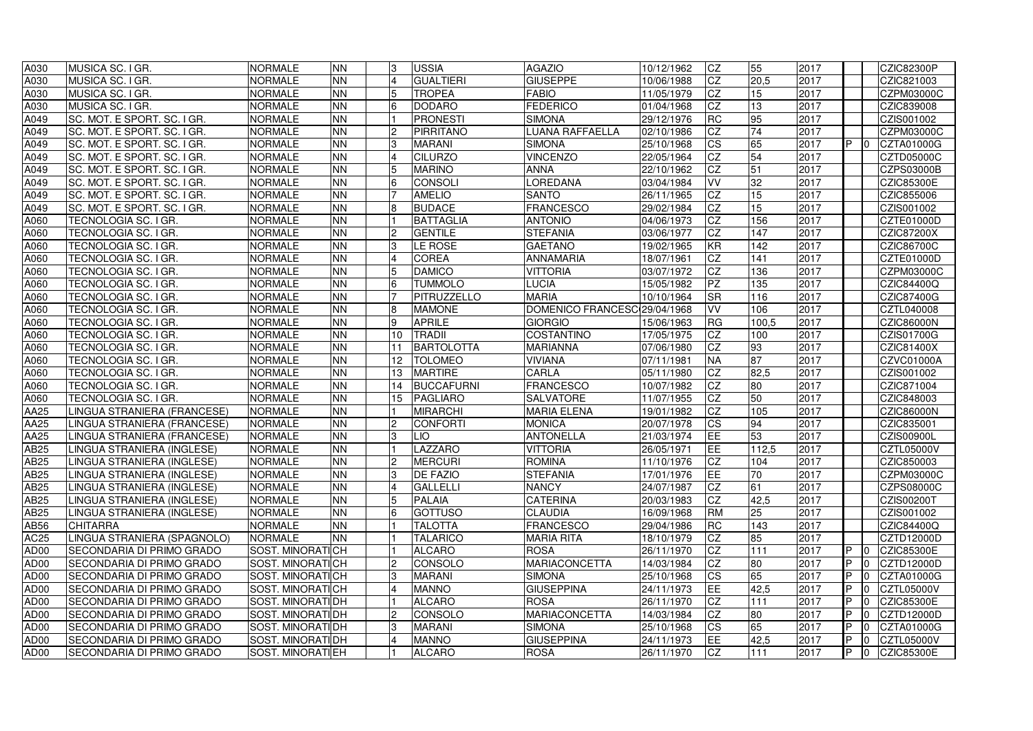| | | | | | | | | | | | | | | |
|---|---|---|---|---|---|---|---|---|---|---|---|---|---|---|
| A030 | MUSICA SC. I GR. | NORMALE | NN | | 3 | USSIA | AGAZIO | 10/12/1962 | CZ | 55 | 2017 | | | CZIC82300P |
| A030 | MUSICA SC. I GR. | NORMALE | NN | | 4 | GUALTIERI | GIUSEPPE | 10/06/1988 | CZ | 20,5 | 2017 | | | CZIC821003 |
| A030 | MUSICA SC. I GR. | NORMALE | NN | | 5 | TROPEA | FABIO | 11/05/1979 | CZ | 15 | 2017 | | | CZPM03000C |
| A030 | MUSICA SC. I GR. | NORMALE | NN | | 6 | DODARO | FEDERICO | 01/04/1968 | CZ | 13 | 2017 | | | CZIC839008 |
| A049 | SC. MOT. E SPORT. SC. I GR. | NORMALE | NN | | 1 | PRONESTI | SIMONA | 29/12/1976 | RC | 95 | 2017 | | | CZIS001002 |
| A049 | SC. MOT. E SPORT. SC. I GR. | NORMALE | NN | | 2 | PIRRITANO | LUANA RAFFAELLA | 02/10/1986 | CZ | 74 | 2017 | | | CZPM03000C |
| A049 | SC. MOT. E SPORT. SC. I GR. | NORMALE | NN | | 3 | MARANI | SIMONA | 25/10/1968 | CS | 65 | 2017 | P | 0 | CZTA01000G |
| A049 | SC. MOT. E SPORT. SC. I GR. | NORMALE | NN | | 4 | CILURZO | VINCENZO | 22/05/1964 | CZ | 54 | 2017 | | | CZTD05000C |
| A049 | SC. MOT. E SPORT. SC. I GR. | NORMALE | NN | | 5 | MARINO | ANNA | 22/10/1962 | CZ | 51 | 2017 | | | CZPS03000B |
| A049 | SC. MOT. E SPORT. SC. I GR. | NORMALE | NN | | 6 | CONSOLI | LOREDANA | 03/04/1984 | VV | 32 | 2017 | | | CZIC85300E |
| A049 | SC. MOT. E SPORT. SC. I GR. | NORMALE | NN | | 7 | AMELIO | SANTO | 26/11/1965 | CZ | 15 | 2017 | | | CZIC855006 |
| A049 | SC. MOT. E SPORT. SC. I GR. | NORMALE | NN | | 8 | BUDACE | FRANCESCO | 29/02/1984 | CZ | 15 | 2017 | | | CZIS001002 |
| A060 | TECNOLOGIA SC. I GR. | NORMALE | NN | | 1 | BATTAGLIA | ANTONIO | 04/06/1973 | CZ | 156 | 2017 | | | CZTE01000D |
| A060 | TECNOLOGIA SC. I GR. | NORMALE | NN | | 2 | GENTILE | STEFANIA | 03/06/1977 | CZ | 147 | 2017 | | | CZIC87200X |
| A060 | TECNOLOGIA SC. I GR. | NORMALE | NN | | 3 | LE ROSE | GAETANO | 19/02/1965 | KR | 142 | 2017 | | | CZIC86700C |
| A060 | TECNOLOGIA SC. I GR. | NORMALE | NN | | 4 | COREA | ANNAMARIA | 18/07/1961 | CZ | 141 | 2017 | | | CZTE01000D |
| A060 | TECNOLOGIA SC. I GR. | NORMALE | NN | | 5 | DAMICO | VITTORIA | 03/07/1972 | CZ | 136 | 2017 | | | CZPM03000C |
| A060 | TECNOLOGIA SC. I GR. | NORMALE | NN | | 6 | TUMMOLO | LUCIA | 15/05/1982 | PZ | 135 | 2017 | | | CZIC84400Q |
| A060 | TECNOLOGIA SC. I GR. | NORMALE | NN | | 7 | PITRUZZELLO | MARIA | 10/10/1964 | SR | 116 | 2017 | | | CZIC87400G |
| A060 | TECNOLOGIA SC. I GR. | NORMALE | NN | | 8 | MAMONE | DOMENICO FRANCESC | 29/04/1968 | VV | 106 | 2017 | | | CZTL040008 |
| A060 | TECNOLOGIA SC. I GR. | NORMALE | NN | | 9 | APRILE | GIORGIO | 15/06/1963 | RG | 100,5 | 2017 | | | CZIC86000N |
| A060 | TECNOLOGIA SC. I GR. | NORMALE | NN | | 10 | TRADII | COSTANTINO | 17/05/1975 | CZ | 100 | 2017 | | | CZIS01700G |
| A060 | TECNOLOGIA SC. I GR. | NORMALE | NN | | 11 | BARTOLOTTA | MARIANNA | 07/06/1980 | CZ | 93 | 2017 | | | CZIC81400X |
| A060 | TECNOLOGIA SC. I GR. | NORMALE | NN | | 12 | TOLOMEO | VIVIANA | 07/11/1981 | NA | 87 | 2017 | | | CZVC01000A |
| A060 | TECNOLOGIA SC. I GR. | NORMALE | NN | | 13 | MARTIRE | CARLA | 05/11/1980 | CZ | 82,5 | 2017 | | | CZIS001002 |
| A060 | TECNOLOGIA SC. I GR. | NORMALE | NN | | 14 | BUCCAFURNI | FRANCESCO | 10/07/1982 | CZ | 80 | 2017 | | | CZIC871004 |
| A060 | TECNOLOGIA SC. I GR. | NORMALE | NN | | 15 | PAGLIARO | SALVATORE | 11/07/1955 | CZ | 50 | 2017 | | | CZIC848003 |
| AA25 | LINGUA STRANIERA (FRANCESE) | NORMALE | NN | | 1 | MIRARCHI | MARIA ELENA | 19/01/1982 | CZ | 105 | 2017 | | | CZIC86000N |
| AA25 | LINGUA STRANIERA (FRANCESE) | NORMALE | NN | | 2 | CONFORTI | MONICA | 20/07/1978 | CS | 94 | 2017 | | | CZIC835001 |
| AA25 | LINGUA STRANIERA (FRANCESE) | NORMALE | NN | | 3 | LIO | ANTONELLA | 21/03/1974 | EE | 53 | 2017 | | | CZIS00900L |
| AB25 | LINGUA STRANIERA (INGLESE) | NORMALE | NN | | 1 | LAZZARO | VITTORIA | 26/05/1971 | EE | 112,5 | 2017 | | | CZTL05000V |
| AB25 | LINGUA STRANIERA (INGLESE) | NORMALE | NN | | 2 | MERCURI | ROMINA | 11/10/1976 | CZ | 104 | 2017 | | | CZIC850003 |
| AB25 | LINGUA STRANIERA (INGLESE) | NORMALE | NN | | 3 | DE FAZIO | STEFANIA | 17/01/1976 | EE | 70 | 2017 | | | CZPM03000C |
| AB25 | LINGUA STRANIERA (INGLESE) | NORMALE | NN | | 4 | GALLELLI | NANCY | 24/07/1987 | CZ | 61 | 2017 | | | CZPS08000C |
| AB25 | LINGUA STRANIERA (INGLESE) | NORMALE | NN | | 5 | PALAIA | CATERINA | 20/03/1983 | CZ | 42,5 | 2017 | | | CZIS00200T |
| AB25 | LINGUA STRANIERA (INGLESE) | NORMALE | NN | | 6 | GOTTUSO | CLAUDIA | 16/09/1968 | RM | 25 | 2017 | | | CZIS001002 |
| AB56 | CHITARRA | NORMALE | NN | | 1 | TALOTTA | FRANCESCO | 29/04/1986 | RC | 143 | 2017 | | | CZIC84400Q |
| AC25 | LINGUA STRANIERA (SPAGNOLO) | NORMALE | NN | | 1 | TALARICO | MARIA RITA | 18/10/1979 | CZ | 85 | 2017 | | | CZTD12000D |
| AD00 | SECONDARIA DI PRIMO GRADO | SOST. MINORATI | CH | | 1 | ALCARO | ROSA | 26/11/1970 | CZ | 111 | 2017 | P | 0 | CZIC85300E |
| AD00 | SECONDARIA DI PRIMO GRADO | SOST. MINORATI | CH | | 2 | CONSOLO | MARIACONCETTA | 14/03/1984 | CZ | 80 | 2017 | P | 0 | CZTD12000D |
| AD00 | SECONDARIA DI PRIMO GRADO | SOST. MINORATI | CH | | 3 | MARANI | SIMONA | 25/10/1968 | CS | 65 | 2017 | P | 0 | CZTA01000G |
| AD00 | SECONDARIA DI PRIMO GRADO | SOST. MINORATI | CH | | 4 | MANNO | GIUSEPPINA | 24/11/1973 | EE | 42,5 | 2017 | P | 0 | CZTL05000V |
| AD00 | SECONDARIA DI PRIMO GRADO | SOST. MINORATI | DH | | 1 | ALCARO | ROSA | 26/11/1970 | CZ | 111 | 2017 | P | 0 | CZIC85300E |
| AD00 | SECONDARIA DI PRIMO GRADO | SOST. MINORATI | DH | | 2 | CONSOLO | MARIACONCETTA | 14/03/1984 | CZ | 80 | 2017 | P | 0 | CZTD12000D |
| AD00 | SECONDARIA DI PRIMO GRADO | SOST. MINORATI | DH | | 3 | MARANI | SIMONA | 25/10/1968 | CS | 65 | 2017 | P | 0 | CZTA01000G |
| AD00 | SECONDARIA DI PRIMO GRADO | SOST. MINORATI | DH | | 4 | MANNO | GIUSEPPINA | 24/11/1973 | EE | 42,5 | 2017 | P | 0 | CZTL05000V |
| AD00 | SECONDARIA DI PRIMO GRADO | SOST. MINORATI | EH | | 1 | ALCARO | ROSA | 26/11/1970 | CZ | 111 | 2017 | P | 0 | CZIC85300E |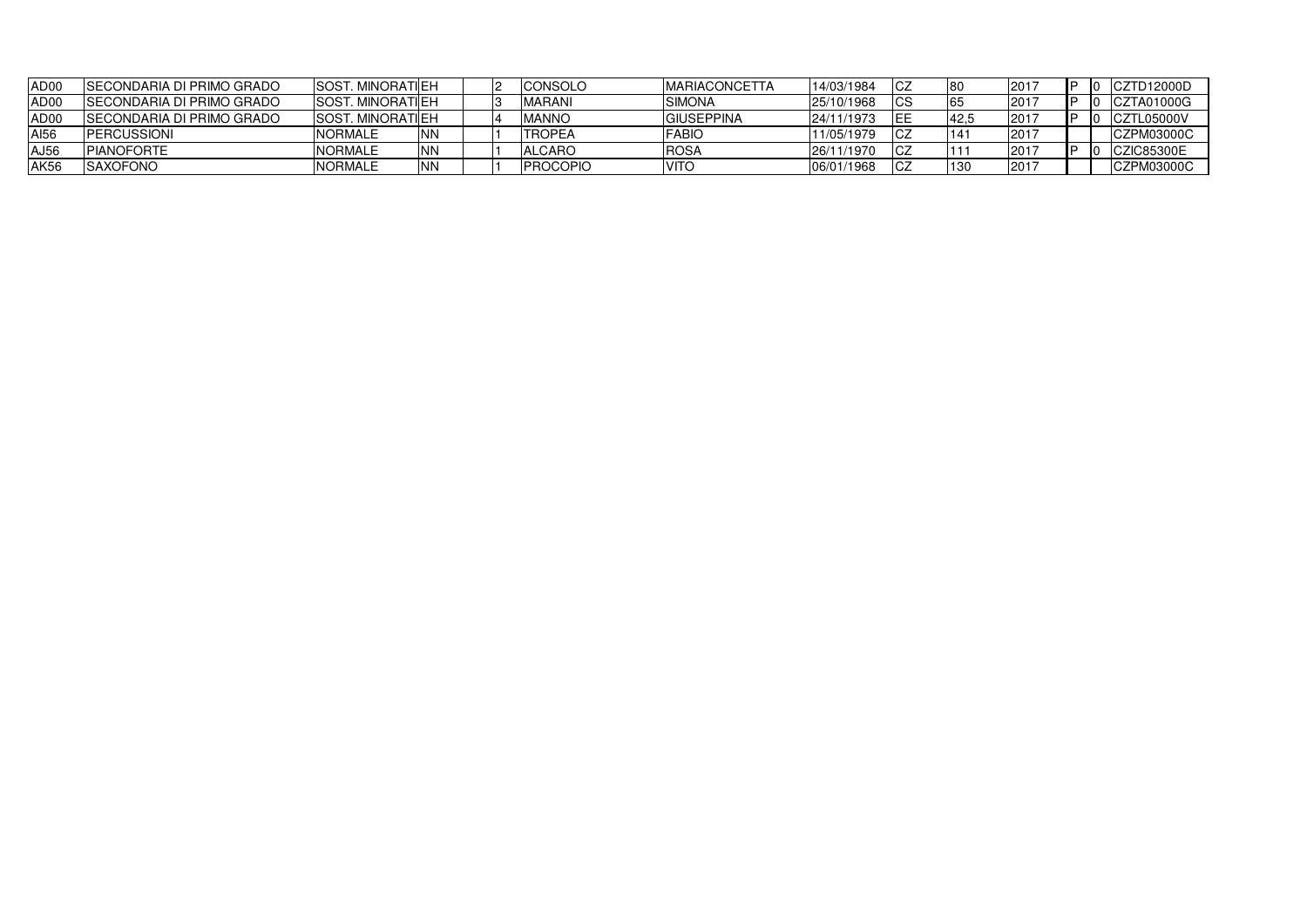| | | | | | | | | | | | | | | | |
|---|---|---|---|---|---|---|---|---|---|---|---|---|---|---|---|
| AD00 | SECONDARIA DI PRIMO GRADO | SOST. MINORATI | EH | | 2 | CONSOLO | MARIACONCETTA | 14/03/1984 | CZ | 80 | 2017 | P | 0 | CZTD12000D |
| AD00 | SECONDARIA DI PRIMO GRADO | SOST. MINORATI | EH | | 3 | MARANI | SIMONA | 25/10/1968 | CS | 65 | 2017 | P | 0 | CZTA01000G |
| AD00 | SECONDARIA DI PRIMO GRADO | SOST. MINORATI | EH | | 4 | MANNO | GIUSEPPINA | 24/11/1973 | EE | 42,5 | 2017 | P | 0 | CZTL05000V |
| AI56 | PERCUSSIONI | NORMALE | NN | | 1 | TROPEA | FABIO | 11/05/1979 | CZ | 141 | 2017 | | | CZPM03000C |
| AJ56 | PIANOFORTE | NORMALE | NN | | 1 | ALCARO | ROSA | 26/11/1970 | CZ | 111 | 2017 | P | 0 | CZIC85300E |
| AK56 | SAXOFONO | NORMALE | NN | | 1 | PROCOPIO | VITO | 06/01/1968 | CZ | 130 | 2017 | | | CZPM03000C |